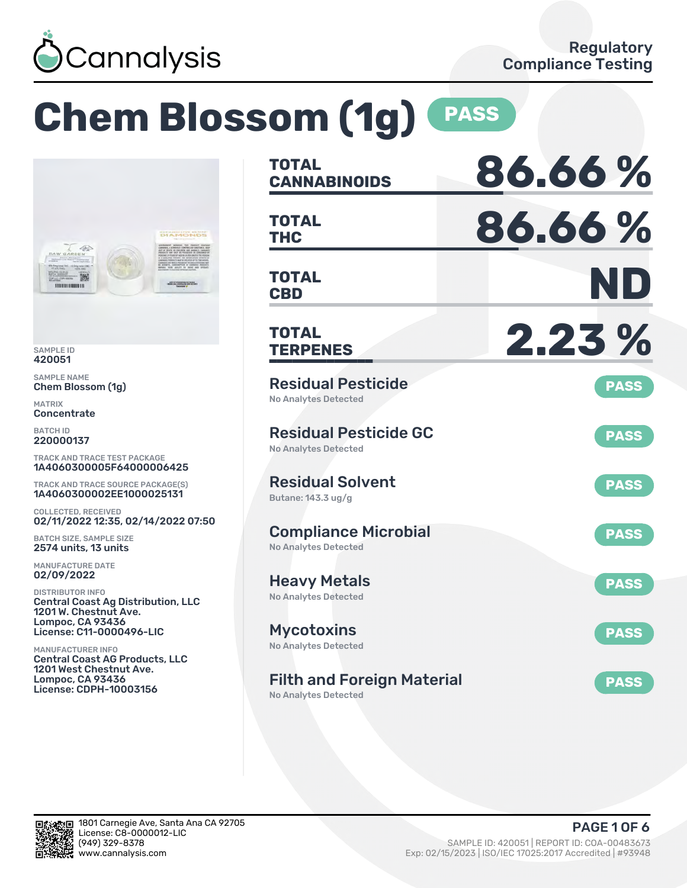Cannalysis

Regulatory Compliance Testing

# Chem Blossom (1g) PASS

SAMPLE ID
420051

SAMPLE NAME
Chem Blossom (1g)

MATRIX
Concentrate

BATCH ID
220000137

TRACK AND TRACE TEST PACKAGE
1A4060300005F64000006425

TRACK AND TRACE SOURCE PACKAGE(S)
1A4060300002EE1000025131

COLLECTED, RECEIVED
02/11/2022 12:35, 02/14/2022 07:50

BATCH SIZE, SAMPLE SIZE
2574 units, 13 units

MANUFACTURE DATE
02/09/2022

DISTRIBUTOR INFO
Central Coast Ag Distribution, LLC
1201 W. Chestnut Ave.
Lompoc, CA 93436
License: C11-0000496-LIC

MANUFACTURER INFO
Central Coast AG Products, LLC
1201 West Chestnut Ave.
Lompoc, CA 93436
License: CDPH-10003156

| | |
|---|---|
| **TOTAL CANNABINOIDS** | **86.66 %** |
| **TOTAL THC** | **86.66 %** |
| **TOTAL CBD** | **ND** |
| **TOTAL TERPENES** | **2.23 %** |

| Test | Result | Status |
|---|---|---|
| Residual Pesticide | No Analytes Detected | PASS |
| Residual Pesticide GC | No Analytes Detected | PASS |
| Residual Solvent | Butane: 143.3 ug/g | PASS |
| Compliance Microbial | No Analytes Detected | PASS |
| Heavy Metals | No Analytes Detected | PASS |
| Mycotoxins | No Analytes Detected | PASS |
| Filth and Foreign Material | No Analytes Detected | PASS |

1801 Carnegie Ave, Santa Ana CA 92705
License: C8-0000012-LIC
(949) 329-8378
www.cannalysis.com

SAMPLE ID: 420051 | REPORT ID: COA-00483673
Exp: 02/15/2023 | ISO/IEC 17025:2017 Accredited | #93948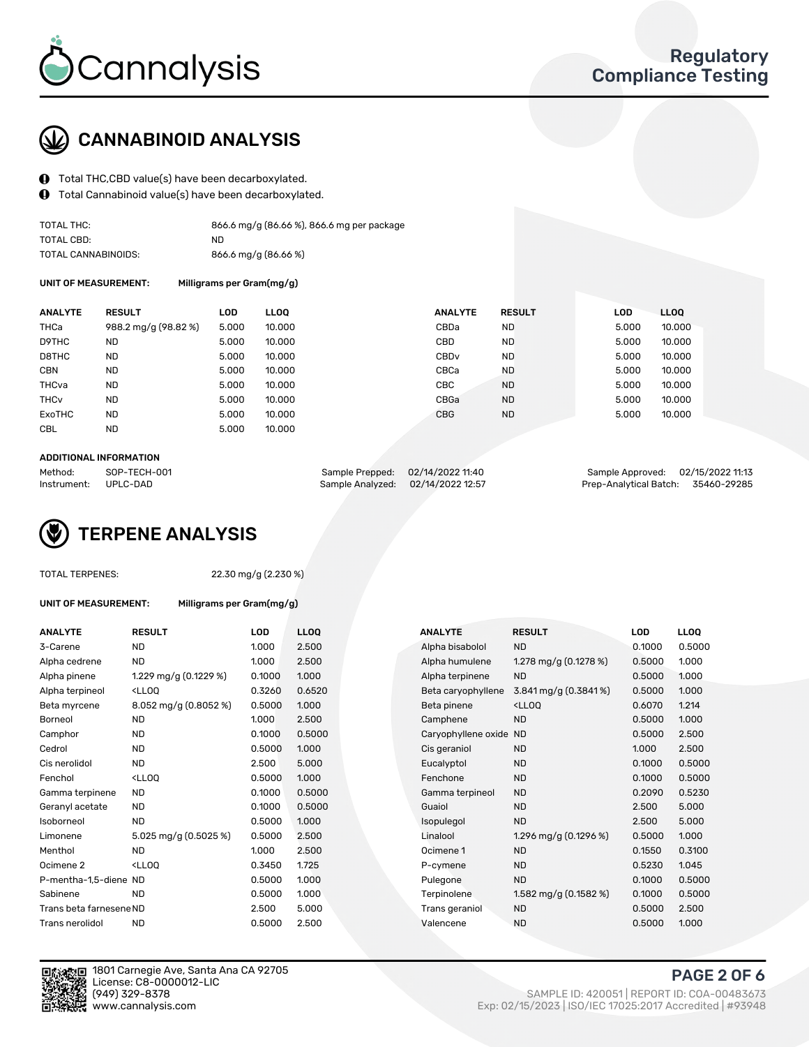Cannalysis

Regulatory Compliance Testing

## CANNABINOID ANALYSIS

- Total THC,CBD value(s) have been decarboxylated.
- Total Cannabinoid value(s) have been decarboxylated.

| | |
|---|---|
| TOTAL THC: | 866.6 mg/g (86.66 %), 866.6 mg per package |
| TOTAL CBD: | ND |
| TOTAL CANNABINOIDS: | 866.6 mg/g (86.66 %) |

**UNIT OF MEASUREMENT:** **Milligrams per Gram(mg/g)**

| ANALYTE | RESULT | LOD | LLOQ | ANALYTE | RESULT | LOD | LLOQ |
|---|---|---|---|---|---|---|---|
| THCa | 988.2 mg/g (98.82 %) | 5.000 | 10.000 | CBDa | ND | 5.000 | 10.000 |
| D9THC | ND | 5.000 | 10.000 | CBD | ND | 5.000 | 10.000 |
| D8THC | ND | 5.000 | 10.000 | CBDv | ND | 5.000 | 10.000 |
| CBN | ND | 5.000 | 10.000 | CBCa | ND | 5.000 | 10.000 |
| THCva | ND | 5.000 | 10.000 | CBC | ND | 5.000 | 10.000 |
| THCv | ND | 5.000 | 10.000 | CBGa | ND | 5.000 | 10.000 |
| ExoTHC | ND | 5.000 | 10.000 | CBG | ND | 5.000 | 10.000 |
| CBL | ND | 5.000 | 10.000 | | | | |

**ADDITIONAL INFORMATION**

| | | | | | |
|---|---|---|---|---|---|
| Method: | SOP-TECH-001 | Sample Prepped: | 02/14/2022 11:40 | Sample Approved: | 02/15/2022 11:13 |
| Instrument: | UPLC-DAD | Sample Analyzed: | 02/14/2022 12:57 | Prep-Analytical Batch: | 35460-29285 |

## TERPENE ANALYSIS

| | |
|---|---|
| TOTAL TERPENES: | 22.30 mg/g (2.230 %) |

**UNIT OF MEASUREMENT:** **Milligrams per Gram(mg/g)**

| ANALYTE | RESULT | LOD | LLOQ | ANALYTE | RESULT | LOD | LLOQ |
|---|---|---|---|---|---|---|---|
| 3-Carene | ND | 1.000 | 2.500 | Alpha bisabolol | ND | 0.1000 | 0.5000 |
| Alpha cedrene | ND | 1.000 | 2.500 | Alpha humulene | 1.278 mg/g (0.1278 %) | 0.5000 | 1.000 |
| Alpha pinene | 1.229 mg/g (0.1229 %) | 0.1000 | 1.000 | Alpha terpinene | ND | 0.5000 | 1.000 |
| Alpha terpineol | <LLOQ | 0.3260 | 0.6520 | Beta caryophyllene | 3.841 mg/g (0.3841 %) | 0.5000 | 1.000 |
| Beta myrcene | 8.052 mg/g (0.8052 %) | 0.5000 | 1.000 | Beta pinene | <LLOQ | 0.6070 | 1.214 |
| Borneol | ND | 1.000 | 2.500 | Camphene | ND | 0.5000 | 1.000 |
| Camphor | ND | 0.1000 | 0.5000 | Caryophyllene oxide | ND | 0.5000 | 2.500 |
| Cedrol | ND | 0.5000 | 1.000 | Cis geraniol | ND | 1.000 | 2.500 |
| Cis nerolidol | ND | 2.500 | 5.000 | Eucalyptol | ND | 0.1000 | 0.5000 |
| Fenchol | <LLOQ | 0.5000 | 1.000 | Fenchone | ND | 0.1000 | 0.5000 |
| Gamma terpinene | ND | 0.1000 | 0.5000 | Gamma terpineol | ND | 0.2090 | 0.5230 |
| Geranyl acetate | ND | 0.1000 | 0.5000 | Guaiol | ND | 2.500 | 5.000 |
| Isoborneol | ND | 0.5000 | 1.000 | Isopulegol | ND | 2.500 | 5.000 |
| Limonene | 5.025 mg/g (0.5025 %) | 0.5000 | 2.500 | Linalool | 1.296 mg/g (0.1296 %) | 0.5000 | 1.000 |
| Menthol | ND | 1.000 | 2.500 | Ocimene 1 | ND | 0.1550 | 0.3100 |
| Ocimene 2 | <LLOQ | 0.3450 | 1.725 | P-cymene | ND | 0.5230 | 1.045 |
| P-mentha-1,5-diene | ND | 0.5000 | 1.000 | Pulegone | ND | 0.1000 | 0.5000 |
| Sabinene | ND | 0.5000 | 1.000 | Terpinolene | 1.582 mg/g (0.1582 %) | 0.1000 | 0.5000 |
| Trans beta farnesene | ND | 2.500 | 5.000 | Trans geraniol | ND | 0.5000 | 2.500 |
| Trans nerolidol | ND | 0.5000 | 2.500 | Valencene | ND | 0.5000 | 1.000 |

1801 Carnegie Ave, Santa Ana CA 92705
License: C8-0000012-LIC
(949) 329-8378
www.cannalysis.com

SAMPLE ID: 420051 | REPORT ID: COA-00483673
Exp: 02/15/2023 | ISO/IEC 17025:2017 Accredited | #93948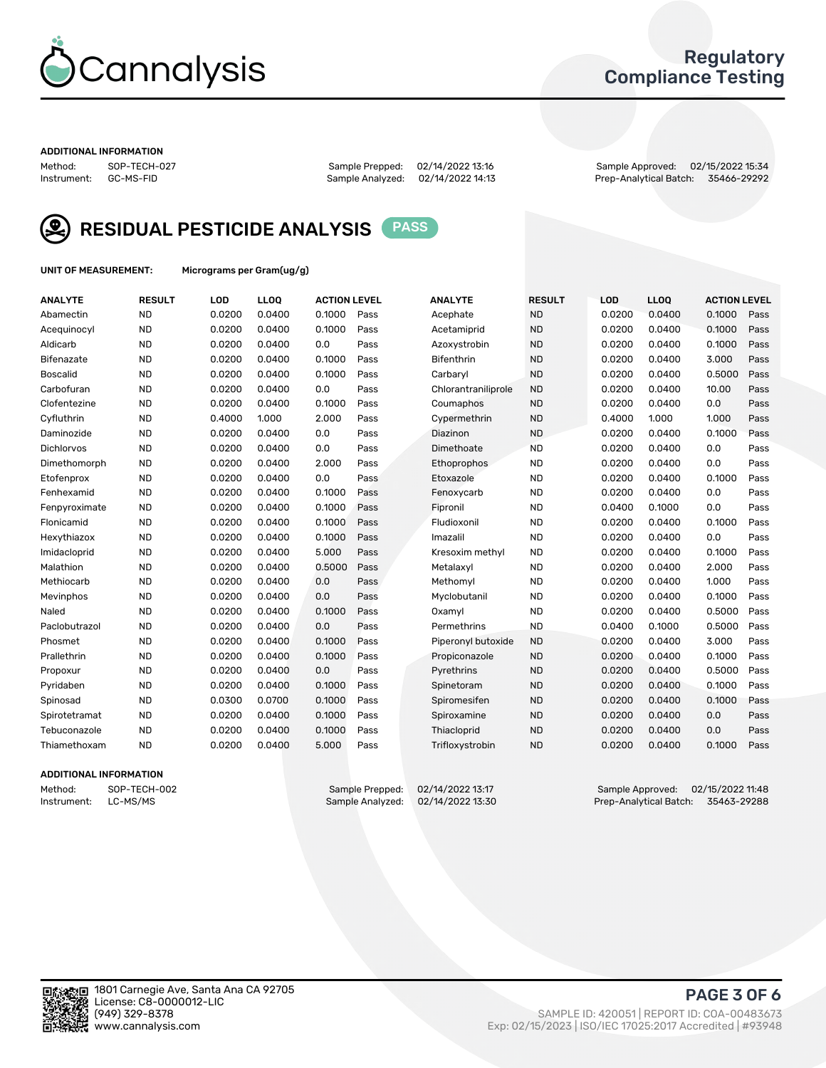# Cannalysis

## Regulatory Compliance Testing

### ADDITIONAL INFORMATION

Method: SOP-TECH-027
Instrument: GC-MS-FID

Sample Prepped: 02/14/2022 13:16
Sample Analyzed: 02/14/2022 14:13

Sample Approved: 02/15/2022 15:34
Prep-Analytical Batch: 35466-29292

## RESIDUAL PESTICIDE ANALYSIS PASS

UNIT OF MEASUREMENT: Micrograms per Gram(ug/g)

| ANALYTE | RESULT | LOD | LLOQ | ACTION LEVEL | | ANALYTE | RESULT | LOD | LLOQ | ACTION LEVEL | |
|---|---|---|---|---|---|---|---|---|---|---|---|
| Abamectin | ND | 0.0200 | 0.0400 | 0.1000 | Pass | Acephate | ND | 0.0200 | 0.0400 | 0.1000 | Pass |
| Acequinocyl | ND | 0.0200 | 0.0400 | 0.1000 | Pass | Acetamiprid | ND | 0.0200 | 0.0400 | 0.1000 | Pass |
| Aldicarb | ND | 0.0200 | 0.0400 | 0.0 | Pass | Azoxystrobin | ND | 0.0200 | 0.0400 | 0.1000 | Pass |
| Bifenazate | ND | 0.0200 | 0.0400 | 0.1000 | Pass | Bifenthrin | ND | 0.0200 | 0.0400 | 3.000 | Pass |
| Boscalid | ND | 0.0200 | 0.0400 | 0.1000 | Pass | Carbaryl | ND | 0.0200 | 0.0400 | 0.5000 | Pass |
| Carbofuran | ND | 0.0200 | 0.0400 | 0.0 | Pass | Chlorantraniliprole | ND | 0.0200 | 0.0400 | 10.00 | Pass |
| Clofentezine | ND | 0.0200 | 0.0400 | 0.1000 | Pass | Coumaphos | ND | 0.0200 | 0.0400 | 0.0 | Pass |
| Cyfluthrin | ND | 0.4000 | 1.000 | 2.000 | Pass | Cypermethrin | ND | 0.4000 | 1.000 | 1.000 | Pass |
| Daminozide | ND | 0.0200 | 0.0400 | 0.0 | Pass | Diazinon | ND | 0.0200 | 0.0400 | 0.1000 | Pass |
| Dichlorvos | ND | 0.0200 | 0.0400 | 0.0 | Pass | Dimethoate | ND | 0.0200 | 0.0400 | 0.0 | Pass |
| Dimethomorph | ND | 0.0200 | 0.0400 | 2.000 | Pass | Ethoprophos | ND | 0.0200 | 0.0400 | 0.0 | Pass |
| Etofenprox | ND | 0.0200 | 0.0400 | 0.0 | Pass | Etoxazole | ND | 0.0200 | 0.0400 | 0.1000 | Pass |
| Fenhexamid | ND | 0.0200 | 0.0400 | 0.1000 | Pass | Fenoxycarb | ND | 0.0200 | 0.0400 | 0.0 | Pass |
| Fenpyroximate | ND | 0.0200 | 0.0400 | 0.1000 | Pass | Fipronil | ND | 0.0400 | 0.1000 | 0.0 | Pass |
| Flonicamid | ND | 0.0200 | 0.0400 | 0.1000 | Pass | Fludioxonil | ND | 0.0200 | 0.0400 | 0.1000 | Pass |
| Hexythiazox | ND | 0.0200 | 0.0400 | 0.1000 | Pass | Imazalil | ND | 0.0200 | 0.0400 | 0.0 | Pass |
| Imidacloprid | ND | 0.0200 | 0.0400 | 5.000 | Pass | Kresoxim methyl | ND | 0.0200 | 0.0400 | 0.1000 | Pass |
| Malathion | ND | 0.0200 | 0.0400 | 0.5000 | Pass | Metalaxyl | ND | 0.0200 | 0.0400 | 2.000 | Pass |
| Methiocarb | ND | 0.0200 | 0.0400 | 0.0 | Pass | Methomyl | ND | 0.0200 | 0.0400 | 1.000 | Pass |
| Mevinphos | ND | 0.0200 | 0.0400 | 0.0 | Pass | Myclobutanil | ND | 0.0200 | 0.0400 | 0.1000 | Pass |
| Naled | ND | 0.0200 | 0.0400 | 0.1000 | Pass | Oxamyl | ND | 0.0200 | 0.0400 | 0.5000 | Pass |
| Paclobutrazol | ND | 0.0200 | 0.0400 | 0.0 | Pass | Permethrins | ND | 0.0400 | 0.1000 | 0.5000 | Pass |
| Phosmet | ND | 0.0200 | 0.0400 | 0.1000 | Pass | Piperonyl butoxide | ND | 0.0200 | 0.0400 | 3.000 | Pass |
| Prallethrin | ND | 0.0200 | 0.0400 | 0.1000 | Pass | Propiconazole | ND | 0.0200 | 0.0400 | 0.1000 | Pass |
| Propoxur | ND | 0.0200 | 0.0400 | 0.0 | Pass | Pyrethrins | ND | 0.0200 | 0.0400 | 0.5000 | Pass |
| Pyridaben | ND | 0.0200 | 0.0400 | 0.1000 | Pass | Spinetoram | ND | 0.0200 | 0.0400 | 0.1000 | Pass |
| Spinosad | ND | 0.0300 | 0.0700 | 0.1000 | Pass | Spiromesifen | ND | 0.0200 | 0.0400 | 0.1000 | Pass |
| Spirotetramat | ND | 0.0200 | 0.0400 | 0.1000 | Pass | Spiroxamine | ND | 0.0200 | 0.0400 | 0.0 | Pass |
| Tebuconazole | ND | 0.0200 | 0.0400 | 0.1000 | Pass | Thiacloprid | ND | 0.0200 | 0.0400 | 0.0 | Pass |
| Thiamethoxam | ND | 0.0200 | 0.0400 | 5.000 | Pass | Trifloxystrobin | ND | 0.0200 | 0.0400 | 0.1000 | Pass |

### ADDITIONAL INFORMATION

Method: SOP-TECH-002
Instrument: LC-MS/MS

Sample Prepped: 02/14/2022 13:17
Sample Analyzed: 02/14/2022 13:30

Sample Approved: 02/15/2022 11:48
Prep-Analytical Batch: 35463-29288

1801 Carnegie Ave, Santa Ana CA 92705
License: C8-0000012-LIC
(949) 329-8378
www.cannalysis.com

SAMPLE ID: 420051 | REPORT ID: COA-00483673
Exp: 02/15/2023 | ISO/IEC 17025:2017 Accredited | #93948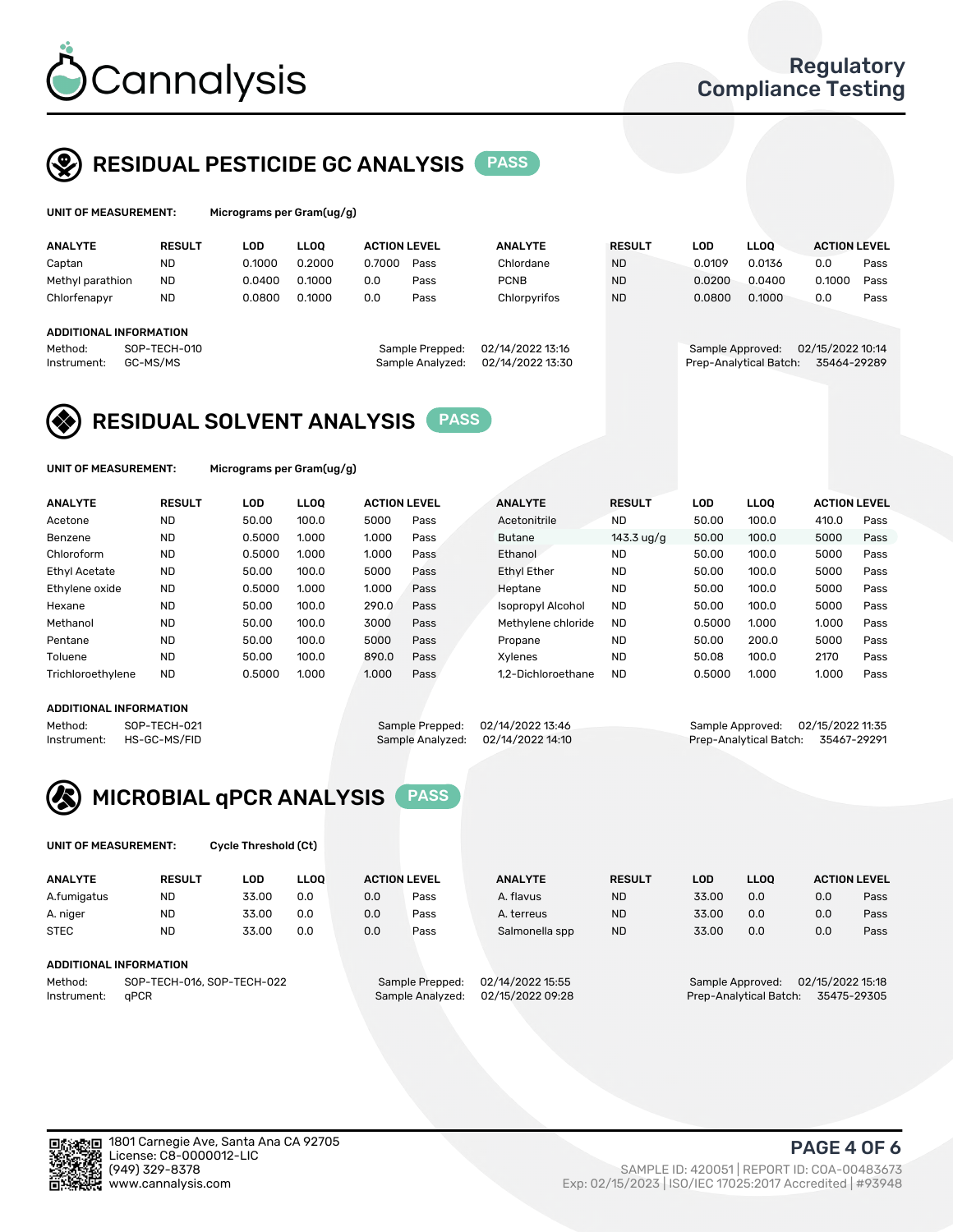Cannalysis

Regulatory Compliance Testing

## RESIDUAL PESTICIDE GC ANALYSIS PASS

**UNIT OF MEASUREMENT:** Micrograms per Gram(ug/g)

| ANALYTE | RESULT | LOD | LLOQ | ACTION LEVEL | | ANALYTE | RESULT | LOD | LLOQ | ACTION LEVEL | |
|---|---|---|---|---|---|---|---|---|---|---|---|
| Captan | ND | 0.1000 | 0.2000 | 0.7000 | Pass | Chlordane | ND | 0.0109 | 0.0136 | 0.0 | Pass |
| Methyl parathion | ND | 0.0400 | 0.1000 | 0.0 | Pass | PCNB | ND | 0.0200 | 0.0400 | 0.1000 | Pass |
| Chlorfenapyr | ND | 0.0800 | 0.1000 | 0.0 | Pass | Chlorpyrifos | ND | 0.0800 | 0.1000 | 0.0 | Pass |

**ADDITIONAL INFORMATION**

Method: SOP-TECH-010
Instrument: GC-MS/MS
Sample Prepped: 02/14/2022 13:16
Sample Analyzed: 02/14/2022 13:30
Sample Approved: 02/15/2022 10:14
Prep-Analytical Batch: 35464-29289

## RESIDUAL SOLVENT ANALYSIS PASS

**UNIT OF MEASUREMENT:** Micrograms per Gram(ug/g)

| ANALYTE | RESULT | LOD | LLOQ | ACTION LEVEL | | ANALYTE | RESULT | LOD | LLOQ | ACTION LEVEL | |
|---|---|---|---|---|---|---|---|---|---|---|---|
| Acetone | ND | 50.00 | 100.0 | 5000 | Pass | Acetonitrile | ND | 50.00 | 100.0 | 410.0 | Pass |
| Benzene | ND | 0.5000 | 1.000 | 1.000 | Pass | Butane | 143.3 ug/g | 50.00 | 100.0 | 5000 | Pass |
| Chloroform | ND | 0.5000 | 1.000 | 1.000 | Pass | Ethanol | ND | 50.00 | 100.0 | 5000 | Pass |
| Ethyl Acetate | ND | 50.00 | 100.0 | 5000 | Pass | Ethyl Ether | ND | 50.00 | 100.0 | 5000 | Pass |
| Ethylene oxide | ND | 0.5000 | 1.000 | 1.000 | Pass | Heptane | ND | 50.00 | 100.0 | 5000 | Pass |
| Hexane | ND | 50.00 | 100.0 | 290.0 | Pass | Isopropyl Alcohol | ND | 50.00 | 100.0 | 5000 | Pass |
| Methanol | ND | 50.00 | 100.0 | 3000 | Pass | Methylene chloride | ND | 0.5000 | 1.000 | 1.000 | Pass |
| Pentane | ND | 50.00 | 100.0 | 5000 | Pass | Propane | ND | 50.00 | 200.0 | 5000 | Pass |
| Toluene | ND | 50.00 | 100.0 | 890.0 | Pass | Xylenes | ND | 50.08 | 100.0 | 2170 | Pass |
| Trichloroethylene | ND | 0.5000 | 1.000 | 1.000 | Pass | 1,2-Dichloroethane | ND | 0.5000 | 1.000 | 1.000 | Pass |

**ADDITIONAL INFORMATION**

Method: SOP-TECH-021
Instrument: HS-GC-MS/FID
Sample Prepped: 02/14/2022 13:46
Sample Analyzed: 02/14/2022 14:10
Sample Approved: 02/15/2022 11:35
Prep-Analytical Batch: 35467-29291

## MICROBIAL qPCR ANALYSIS PASS

**UNIT OF MEASUREMENT:** Cycle Threshold (Ct)

| ANALYTE | RESULT | LOD | LLOQ | ACTION LEVEL | | ANALYTE | RESULT | LOD | LLOQ | ACTION LEVEL | |
|---|---|---|---|---|---|---|---|---|---|---|---|
| A.fumigatus | ND | 33.00 | 0.0 | 0.0 | Pass | A. flavus | ND | 33.00 | 0.0 | 0.0 | Pass |
| A. niger | ND | 33.00 | 0.0 | 0.0 | Pass | A. terreus | ND | 33.00 | 0.0 | 0.0 | Pass |
| STEC | ND | 33.00 | 0.0 | 0.0 | Pass | Salmonella spp | ND | 33.00 | 0.0 | 0.0 | Pass |

**ADDITIONAL INFORMATION**

Method: SOP-TECH-016, SOP-TECH-022
Instrument: qPCR
Sample Prepped: 02/14/2022 15:55
Sample Analyzed: 02/15/2022 09:28
Sample Approved: 02/15/2022 15:18
Prep-Analytical Batch: 35475-29305

1801 Carnegie Ave, Santa Ana CA 92705
License: C8-0000012-LIC
(949) 329-8378
www.cannalysis.com

SAMPLE ID: 420051 | REPORT ID: COA-00483673
Exp: 02/15/2023 | ISO/IEC 17025:2017 Accredited | #93948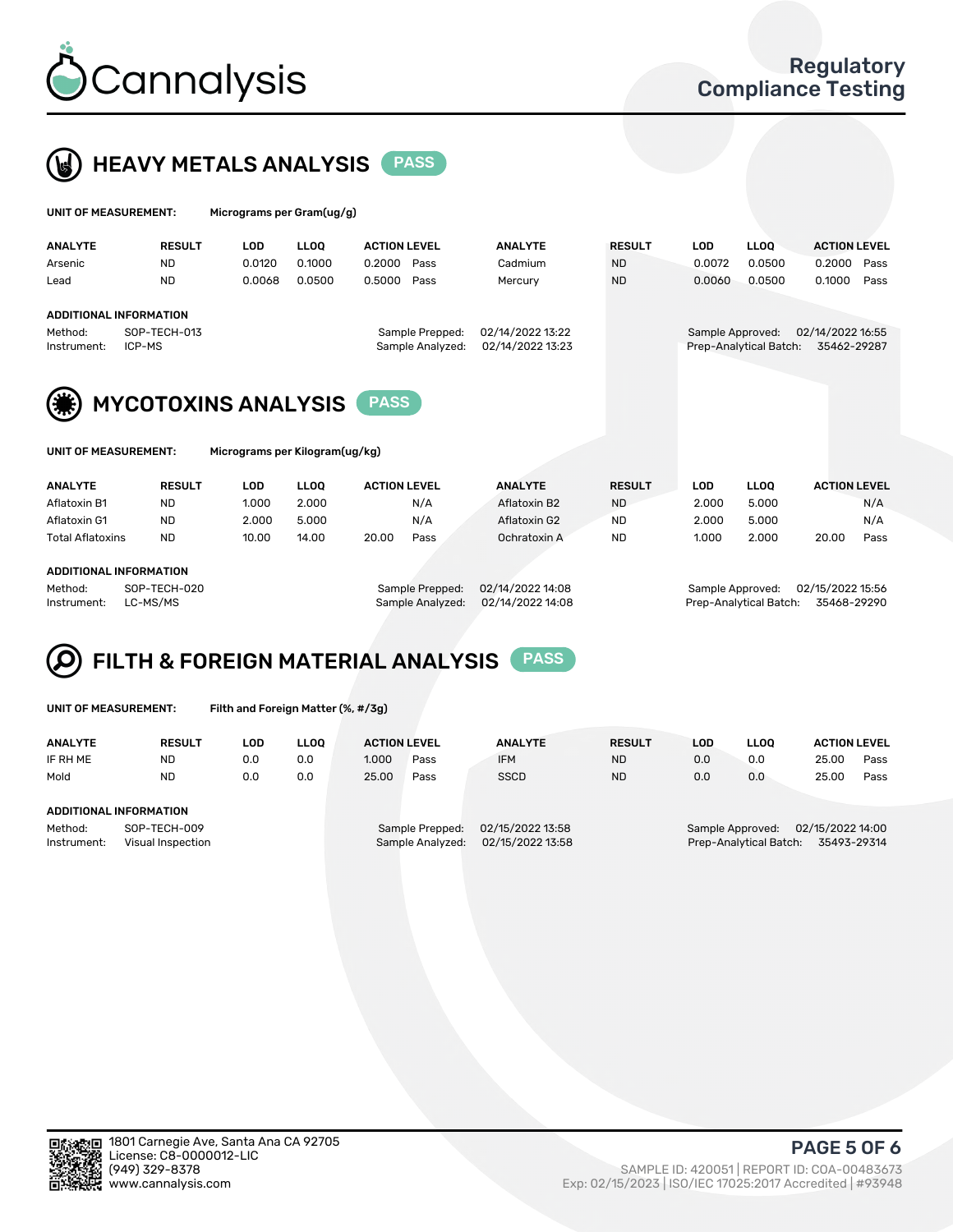# Cannalysis

## Regulatory Compliance Testing

## HEAVY METALS ANALYSIS PASS

**UNIT OF MEASUREMENT:** Micrograms per Gram(ug/g)

| ANALYTE | RESULT | LOD | LLOQ | ACTION LEVEL | | ANALYTE | RESULT | LOD | LLOQ | ACTION LEVEL | |
|---|---|---|---|---|---|---|---|---|---|---|---|
| Arsenic | ND | 0.0120 | 0.1000 | 0.2000 | Pass | Cadmium | ND | 0.0072 | 0.0500 | 0.2000 | Pass |
| Lead | ND | 0.0068 | 0.0500 | 0.5000 | Pass | Mercury | ND | 0.0060 | 0.0500 | 0.1000 | Pass |

**ADDITIONAL INFORMATION**

Method: SOP-TECH-013
Instrument: ICP-MS
Sample Prepped: 02/14/2022 13:22
Sample Analyzed: 02/14/2022 13:23
Sample Approved: 02/14/2022 16:55
Prep-Analytical Batch: 35462-29287

## MYCOTOXINS ANALYSIS PASS

**UNIT OF MEASUREMENT:** Micrograms per Kilogram(ug/kg)

| ANALYTE | RESULT | LOD | LLOQ | ACTION LEVEL | | ANALYTE | RESULT | LOD | LLOQ | ACTION LEVEL | |
|---|---|---|---|---|---|---|---|---|---|---|---|
| Aflatoxin B1 | ND | 1.000 | 2.000 | | N/A | Aflatoxin B2 | ND | 2.000 | 5.000 | | N/A |
| Aflatoxin G1 | ND | 2.000 | 5.000 | | N/A | Aflatoxin G2 | ND | 2.000 | 5.000 | | N/A |
| Total Aflatoxins | ND | 10.00 | 14.00 | 20.00 | Pass | Ochratoxin A | ND | 1.000 | 2.000 | 20.00 | Pass |

**ADDITIONAL INFORMATION**

Method: SOP-TECH-020
Instrument: LC-MS/MS
Sample Prepped: 02/14/2022 14:08
Sample Analyzed: 02/14/2022 14:08
Sample Approved: 02/15/2022 15:56
Prep-Analytical Batch: 35468-29290

## FILTH & FOREIGN MATERIAL ANALYSIS PASS

**UNIT OF MEASUREMENT:** Filth and Foreign Matter (%, #/3g)

| ANALYTE | RESULT | LOD | LLOQ | ACTION LEVEL | | ANALYTE | RESULT | LOD | LLOQ | ACTION LEVEL | |
|---|---|---|---|---|---|---|---|---|---|---|---|
| IF RH ME | ND | 0.0 | 0.0 | 1.000 | Pass | IFM | ND | 0.0 | 0.0 | 25.00 | Pass |
| Mold | ND | 0.0 | 0.0 | 25.00 | Pass | SSCD | ND | 0.0 | 0.0 | 25.00 | Pass |

**ADDITIONAL INFORMATION**

Method: SOP-TECH-009
Instrument: Visual Inspection
Sample Prepped: 02/15/2022 13:58
Sample Analyzed: 02/15/2022 13:58
Sample Approved: 02/15/2022 14:00
Prep-Analytical Batch: 35493-29314

1801 Carnegie Ave, Santa Ana CA 92705
License: C8-0000012-LIC
(949) 329-8378
www.cannalysis.com

SAMPLE ID: 420051 | REPORT ID: COA-00483673
Exp: 02/15/2023 | ISO/IEC 17025:2017 Accredited | #93948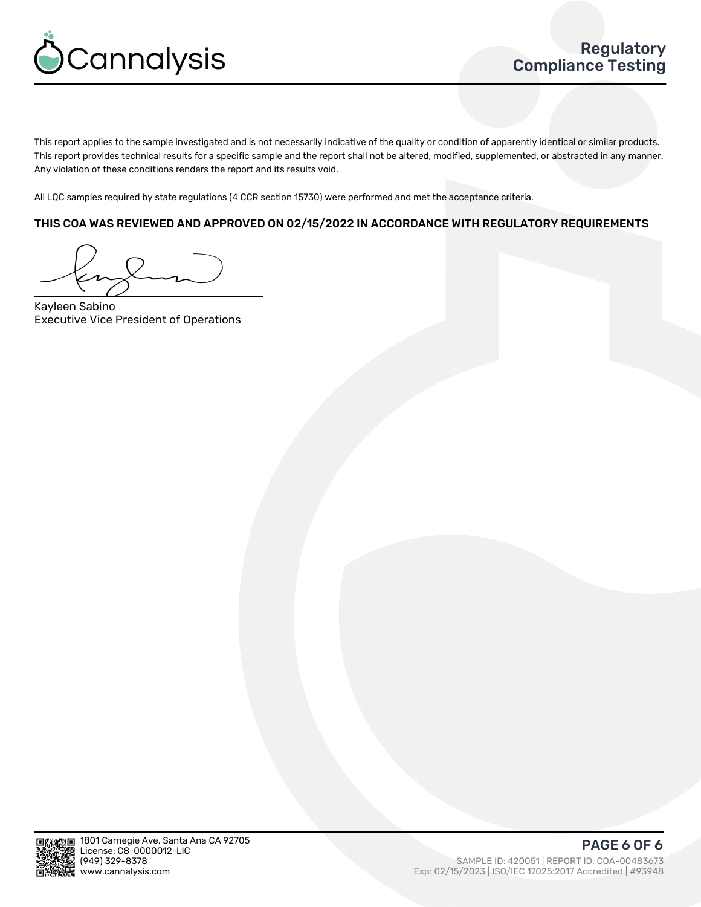This report applies to the sample investigated and is not necessarily indicative of the quality or condition of apparently identical or similar products. This report provides technical results for a specific sample and the report shall not be altered, modified, supplemented, or abstracted in any manner. Any violation of these conditions renders the report and its results void.

All LQC samples required by state regulations (4 CCR section 15730) were performed and met the acceptance criteria.

**THIS COA WAS REVIEWED AND APPROVED ON 02/15/2022 IN ACCORDANCE WITH REGULATORY REQUIREMENTS**

Kayleen Sabino
Executive Vice President of Operations